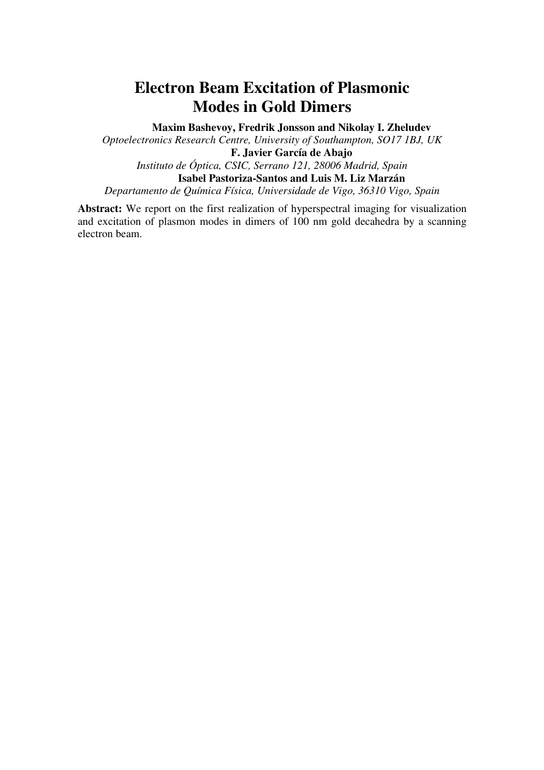# Electron Beam Excitation of Plasmonic Modes in Gold Dimers

**Maxim Bashevoy, Fredrik Jonsson and Nikolay I. Zheludev**

*Optoelectronics Research Centre, University of Southampton, SO17 1BJ, UK*

**F. Javier García de Abajo**

*Instituto de Óptica, CSIC, Serrano 121, 28006 Madrid, Spain*

**Isabel Pastoriza-Santos and Luis M. Liz Marzán**

*Departamento de Química Física, Universidade de Vigo, 36310 Vigo, Spain*

**Abstract:** We report on the first realization of hyperspectral imaging for visualization and excitation of plasmon modes in dimers of 100 nm gold decahedra by a scanning electron beam.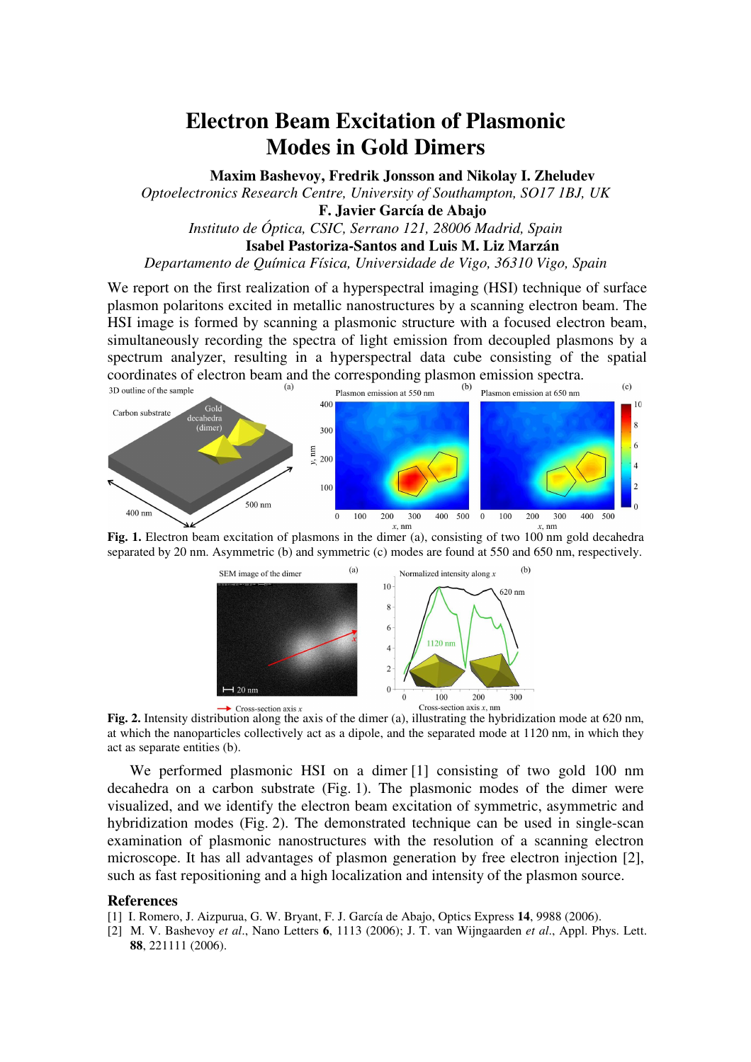# Electron Beam Excitation of Plasmonic Modes in Gold Dimers

**Maxim Bashevoy, Fredrik Jonsson and Nikolay I. Zheludev**

*Optoelectronics Research Centre, University of Southampton, SO17 1BJ, UK*

**F. Javier García de Abajo**

*Instituto de Óptica, CSIC, Serrano 121, 28006 Madrid, Spain*

**Isabel Pastoriza-Santos and Luis M. Liz Marzán**

*Departamento de Química Física, Universidade de Vigo, 36310 Vigo, Spain*

We report on the first realization of a hyperspectral imaging (HSI) technique of surface plasmon polaritons excited in metallic nanostructures by a scanning electron beam. The HSI image is formed by scanning a plasmonic structure with a focused electron beam, simultaneously recording the spectra of light emission from decoupled plasmons by a spectrum analyzer, resulting in a hyperspectral data cube consisting of the spatial coordinates of electron beam and the corresponding plasmon emission spectra.

3D outline of the sample (a)
Carbon substrate
Gold decahedra (dimer)
400 nm
500 nm

Plasmon emission at 550 nm (b)
Plasmon emission at 650 nm (c)
$y$, nm
400
300
200
100
0 100 200 300 400 500
$x$, nm
0 100 200 300 400 500
$x$, nm
10
8
6
4
2
0

**Fig. 1.** Electron beam excitation of plasmons in the dimer (a), consisting of two 100 nm gold decahedra separated by 20 nm. Asymmetric (b) and symmetric (c) modes are found at 550 and 650 nm, respectively.

SEM image of the dimer (a)
20 nm
$x$
Cross-section axis $x$

Normalized intensity along $x$ (b)
10
8
6
4
2
0
620 nm
1120 nm
0 100 200 300
Cross-section axis $x$, nm

**Fig. 2.** Intensity distribution along the axis of the dimer (a), illustrating the hybridization mode at 620 nm, at which the nanoparticles collectively act as a dipole, and the separated mode at 1120 nm, in which they act as separate entities (b).

We performed plasmonic HSI on a dimer [1] consisting of two gold 100 nm decahedra on a carbon substrate (Fig. 1). The plasmonic modes of the dimer were visualized, and we identify the electron beam excitation of symmetric, asymmetric and hybridization modes (Fig. 2). The demonstrated technique can be used in single-scan examination of plasmonic nanostructures with the resolution of a scanning electron microscope. It has all advantages of plasmon generation by free electron injection [2], such as fast repositioning and a high localization and intensity of the plasmon source.

## References

[1] I. Romero, J. Aizpurua, G. W. Bryant, F. J. García de Abajo, Optics Express **14**, 9988 (2006).

[2] M. V. Bashevoy *et al.*, Nano Letters **6**, 1113 (2006); J. T. van Wijngaarden *et al.*, Appl. Phys. Lett. **88**, 221111 (2006).